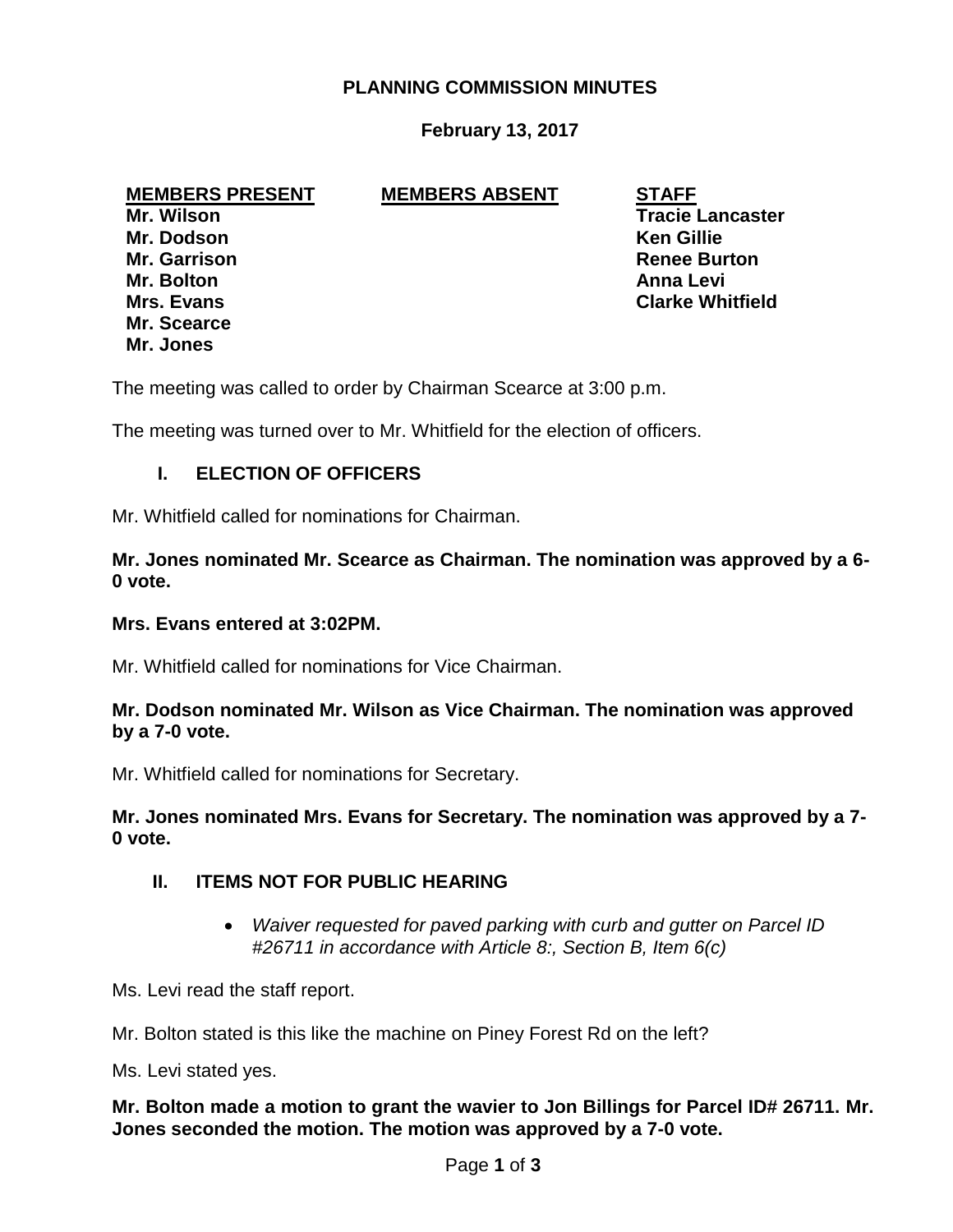# PLANNING COMMISSION MINUTES

**February 13, 2017**

| MEMBERS PRESENT | MEMBERS ABSENT | STAFF |
|---|---|---|
| Mr. Wilson | | Tracie Lancaster |
| Mr. Dodson | | Ken Gillie |
| Mr. Garrison | | Renee Burton |
| Mr. Bolton | | Anna Levi |
| Mrs. Evans | | Clarke Whitfield |
| Mr. Scearce | | |
| Mr. Jones | | |

The meeting was called to order by Chairman Scearce at 3:00 p.m.

The meeting was turned over to Mr. Whitfield for the election of officers.

## I. ELECTION OF OFFICERS

Mr. Whitfield called for nominations for Chairman.

**Mr. Jones nominated Mr. Scearce as Chairman. The nomination was approved by a 6-0 vote.**

**Mrs. Evans entered at 3:02PM.**

Mr. Whitfield called for nominations for Vice Chairman.

**Mr. Dodson nominated Mr. Wilson as Vice Chairman. The nomination was approved by a 7-0 vote.**

Mr. Whitfield called for nominations for Secretary.

**Mr. Jones nominated Mrs. Evans for Secretary. The nomination was approved by a 7-0 vote.**

## II. ITEMS NOT FOR PUBLIC HEARING

- *Waiver requested for paved parking with curb and gutter on Parcel ID #26711 in accordance with Article 8:, Section B, Item 6(c)*

Ms. Levi read the staff report.

Mr. Bolton stated is this like the machine on Piney Forest Rd on the left?

Ms. Levi stated yes.

**Mr. Bolton made a motion to grant the wavier to Jon Billings for Parcel ID# 26711. Mr. Jones seconded the motion. The motion was approved by a 7-0 vote.**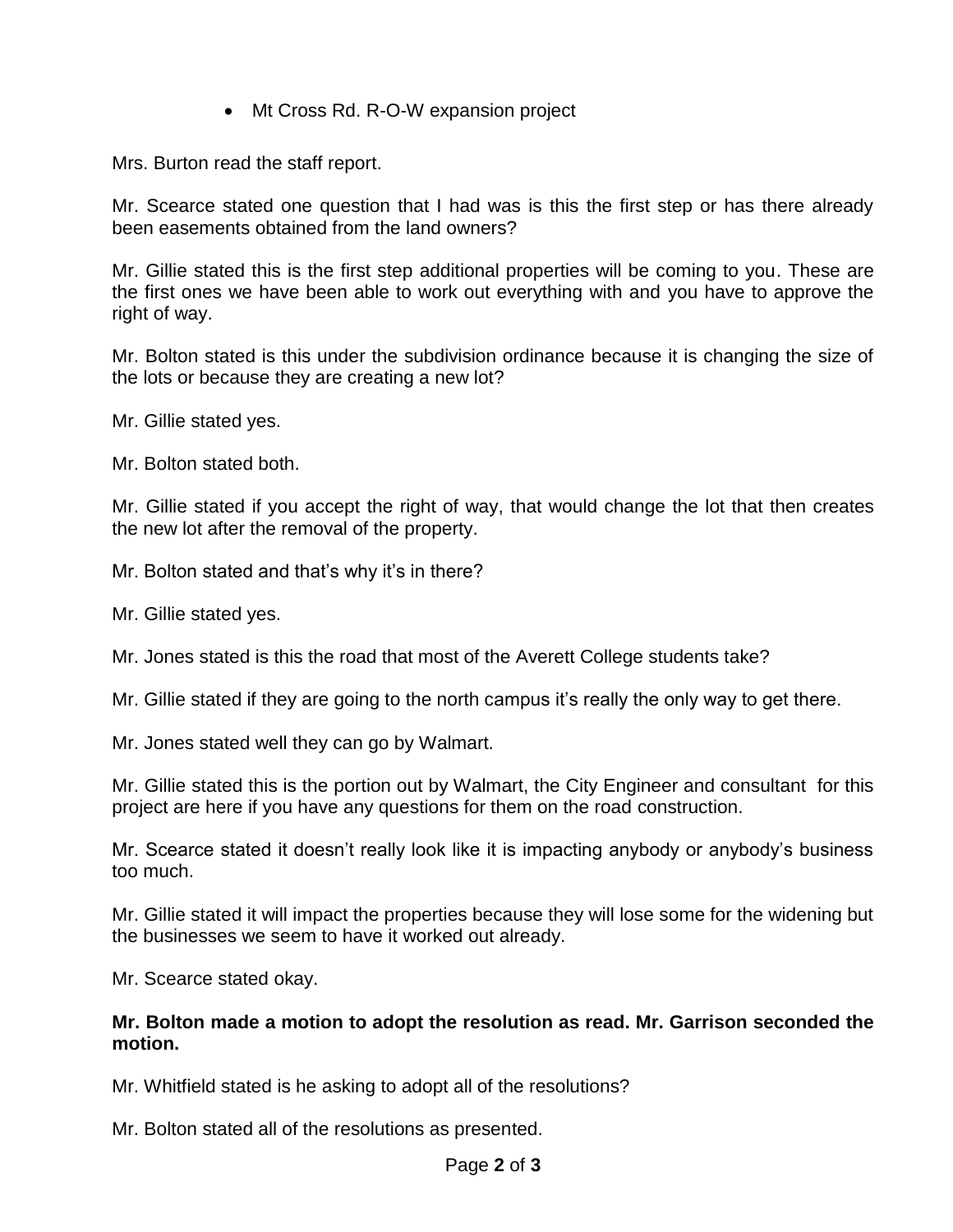- Mt Cross Rd. R-O-W expansion project

Mrs. Burton read the staff report.

Mr. Scearce stated one question that I had was is this the first step or has there already been easements obtained from the land owners?

Mr. Gillie stated this is the first step additional properties will be coming to you. These are the first ones we have been able to work out everything with and you have to approve the right of way.

Mr. Bolton stated is this under the subdivision ordinance because it is changing the size of the lots or because they are creating a new lot?

Mr. Gillie stated yes.

Mr. Bolton stated both.

Mr. Gillie stated if you accept the right of way, that would change the lot that then creates the new lot after the removal of the property.

Mr. Bolton stated and that's why it's in there?

Mr. Gillie stated yes.

Mr. Jones stated is this the road that most of the Averett College students take?

Mr. Gillie stated if they are going to the north campus it's really the only way to get there.

Mr. Jones stated well they can go by Walmart.

Mr. Gillie stated this is the portion out by Walmart, the City Engineer and consultant for this project are here if you have any questions for them on the road construction.

Mr. Scearce stated it doesn't really look like it is impacting anybody or anybody's business too much.

Mr. Gillie stated it will impact the properties because they will lose some for the widening but the businesses we seem to have it worked out already.

Mr. Scearce stated okay.

**Mr. Bolton made a motion to adopt the resolution as read. Mr. Garrison seconded the motion.**

Mr. Whitfield stated is he asking to adopt all of the resolutions?

Mr. Bolton stated all of the resolutions as presented.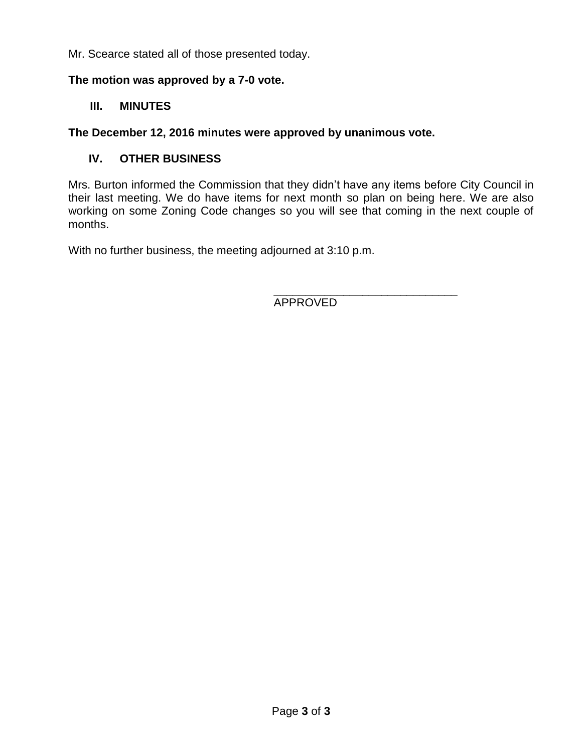Mr. Scearce stated all of those presented today.

**The motion was approved by a 7-0 vote.**

## III. MINUTES

**The December 12, 2016 minutes were approved by unanimous vote.**

## IV. OTHER BUSINESS

Mrs. Burton informed the Commission that they didn't have any items before City Council in their last meeting. We do have items for next month so plan on being here. We are also working on some Zoning Code changes so you will see that coming in the next couple of months.

With no further business, the meeting adjourned at 3:10 p.m.

______________________________
APPROVED